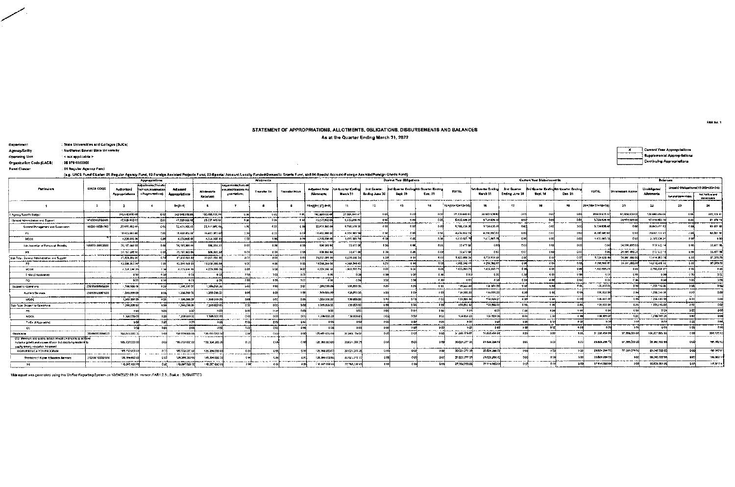**STATEMENT OF APPROPRIATIONS, ALLOTMENTS, OBLIGATIONS, DISBURSEMENTS AND BALANCES**

**As at the Quarter Ending March 31, 2022**

FAR No. 1

Department : State Universities and Colleges (SUCs)
Agency/Entity : Northwest Samar State University
Operating Unit : < not applicable >
Organization Code (UACS) : 08 079 0000000
Fund Cluster : 01 Regular Agency Fund

(e.g. UACS Fund Cluster: 01-Regular Agency Fund, 02-Foreign Assisted Projects Fund, 03-Special Account-Locally Funded/Domestic Grants Fund, and 04-Special Account-Foreign Assisted/Foreign Grants Fund)

| X | Current Year Appropriations |
|---|---|
| | Supplemental Appropriations |
| | Continuing Appropriations |

| Particulars | UACS CODE | Appropriations | | | Allotments | | | | | Current Year Obligations | | | | | Current Year Disbursements | | | | | Balances | | | |
|---|---|---|---|---|---|---|---|---|---|---|---|---|---|---|---|---|---|---|---|---|---|---|---|
| | | Authorized Appropriations | Adjustments (Transfer To/From, Modifications/Augmentations) | Adjusted Appropriations | Allotments Received | Adjustments (Reduction (-)/Modifications/Augmentations) | Transfer To | Transfer From | Adjusted Total Allotments | 1st Quarter Ending March 31 | 2nd Quarter Ending June 30 | 3rd Quarter Ending Sept. 30 | 4th Quarter Ending Dec. 31 | TOTAL | 1st Quarter Ending March 31 | 2nd Quarter Ending June 30 | 3rd Quarter Ending Sept. 30 | 4th Quarter Ending Dec. 31 | TOTAL | Unreleased Appro | Unobligated Allotments | Unpaid Obligations (15-20)=(23+24) Due and Demandable | Not Yet Due and Demandable |
| 1 | 2 | 3 | 4 | 5=(3+4) | 6 | 7 | 8 | 9 | 10=[{6+(-)7}-8+9] | 11 | 12 | 13 | 14 | 15=(11+12+13+14) | 16 | 17 | 18 | 19 | 20=(16+17+18+19) | 21 | 22 | 23 | 24 |
| I. Agency Specific Budget | | 242,048,000.00 | 0.00 | 242,048,000.00 | 180,066,000.00 | 0.00 | 0.00 | 0.00 | 180,066,000.00 | 37,205,440.41 | 0.00 | 0.00 | 0.00 | 37,205,440.41 | 36,903,935.50 | 0.00 | 0.00 | 0.00 | 36,903,935.50 | 61,982,000.00 | 142,860,559.59 | 0.00 | 301,504.91 |
| General Administration and Support | 100000000000000 | 47,828,000.00 | 0.00 | 47,828,000.00 | 23,237,000.00 | 0.00 | 0.00 | 0.00 | 23,237,000.00 | 5,822,006.24 | 0.00 | 0.00 | 0.00 | 5,822,006.24 | 5,724,626.46 | 0.00 | 0.00 | 0.00 | 5,724,626.46 | 24,591,000.00 | 17,414,993.76 | 0.00 | 97,379.78 |
| General Management and Supervision | 100000100001000 | 22,631,000.00 | 0.00 | 22,631,000.00 | 22,631,000.00 | 0.00 | 0.00 | 0.00 | 22,631,000.00 | 5,788,528.36 | 0.00 | 0.00 | 0.00 | 5,788,528.36 | 5,724,626.46 | 0.00 | 0.00 | 0.00 | 5,724,626.46 | 0.00 | 16,842,471.64 | 0.00 | 63,901.90 |
| PS | | 18,402,000.00 | 0.00 | 18,402,000.00 | 18,402,000.00 | 0.00 | 0.00 | 0.00 | 18,402,000.00 | 4,356,332.54 | 0.00 | 0.00 | 0.00 | 4,356,332.54 | 4,292,430.64 | 0.00 | 0.00 | 0.00 | 4,292,430.64 | 0.00 | 14,045,667.46 | 0.00 | 63,901.90 |
| MOOE | | 4,229,000.00 | 0.00 | 4,229,000.00 | 4,229,000.00 | 0.00 | 0.00 | 0.00 | 4,229,000.00 | 1,432,195.82 | 0.00 | 0.00 | 0.00 | 1,432,195.82 | 1,432,195.82 | 0.00 | 0.00 | 0.00 | 1,432,195.82 | 0.00 | 2,796,804.18 | 0.00 | 0.00 |
| Administration of Personnel Benefits | 100000100002000 | 25,197,000.00 | 0.00 | 25,197,000.00 | 606,000.00 | 0.00 | 0.00 | 0.00 | 606,000.00 | 33,477.88 | 0.00 | 0.00 | 0.00 | 33,477.88 | 0.00 | 0.00 | 0.00 | 0.00 | 0.00 | 24,591,000.00 | 572,522.12 | 0.00 | 33,477.88 |
| PS | | 25,197,000.00 | 0.00 | 25,197,000.00 | 606,000.00 | 0.00 | 0.00 | 0.00 | 606,000.00 | 33,477.88 | 0.00 | 0.00 | 0.00 | 33,477.88 | 0.00 | 0.00 | 0.00 | 0.00 | 0.00 | 24,591,000.00 | 572,522.12 | 0.00 | 33,477.88 |
| Sub-Total, General Administration and Support | | 47,828,000.00 | 0.00 | 47,828,000.00 | 23,237,000.00 | 0.00 | 0.00 | 0.00 | 23,237,000.00 | 5,822,006.24 | 0.00 | 0.00 | 0.00 | 5,822,006.24 | 5,724,626.46 | 0.00 | 0.00 | 0.00 | 5,724,626.46 | 24,591,000.00 | 17,414,993.76 | 0.00 | 97,379.78 |
| PS | | 43,599,000.00 | 0.00 | 43,599,000.00 | 19,008,000.00 | 0.00 | 0.00 | 0.00 | 19,008,000.00 | 4,389,810.42 | 0.00 | 0.00 | 0.00 | 4,389,810.42 | 4,292,430.64 | 0.00 | 0.00 | 0.00 | 4,292,430.64 | 24,591,000.00 | 14,618,189.58 | 0.00 | 97,379.78 |
| MOOE | | 4,229,000.00 | 0.00 | 4,229,000.00 | 4,229,000.00 | 0.00 | 0.00 | 0.00 | 4,229,000.00 | 1,432,195.82 | 0.00 | 0.00 | 0.00 | 1,432,195.82 | 1,432,195.82 | 0.00 | 0.00 | 0.00 | 1,432,195.82 | 0.00 | 2,796,804.18 | 0.00 | 0.00 |
| FinEx (if Applicable) | | 0.00 | 0.00 | 0.00 | 0.00 | 0.00 | 0.00 | 0.00 | 0.00 | 0.00 | 0.00 | 0.00 | 0.00 | 0.00 | 0.00 | 0.00 | 0.00 | 0.00 | 0.00 | 0.00 | 0.00 | 0.00 | 0.00 |
| CO | | 0.00 | 0.00 | 0.00 | 0.00 | 0.00 | 0.00 | 0.00 | 0.00 | 0.00 | 0.00 | 0.00 | 0.00 | 0.00 | 0.00 | 0.00 | 0.00 | 0.00 | 0.00 | 0.00 | 0.00 | 0.00 | 0.00 |
| Support to Operations | 200000000000000 | 1,398,000.00 | 0.00 | 1,398,000.00 | 1,398,000.00 | 0.00 | 0.00 | 0.00 | 1,398,000.00 | 139,855.00 | 0.00 | 0.00 | 0.00 | 139,855.00 | 139,855.00 | 0.00 | 0.00 | 0.00 | 139,855.00 | 0.00 | 1,258,145.00 | 0.00 | 0.00 |
| Auxiliary Services | 200000100001000 | 1,398,000.00 | 0.00 | 1,398,000.00 | 1,398,000.00 | 0.00 | 0.00 | 0.00 | 1,398,000.00 | 139,855.00 | 0.00 | 0.00 | 0.00 | 139,855.00 | 139,855.00 | 0.00 | 0.00 | 0.00 | 139,855.00 | 0.00 | 1,258,145.00 | 0.00 | 0.00 |
| MOOE | | 1,398,000.00 | 0.00 | 1,398,000.00 | 1,398,000.00 | 0.00 | 0.00 | 0.00 | 1,398,000.00 | 139,855.00 | 0.00 | 0.00 | 0.00 | 139,855.00 | 139,855.00 | 0.00 | 0.00 | 0.00 | 139,855.00 | 0.00 | 1,258,145.00 | 0.00 | 0.00 |
| Sub-Total, Support to Operations | | 1,398,000.00 | 0.00 | 1,398,000.00 | 1,398,000.00 | 0.00 | 0.00 | 0.00 | 1,398,000.00 | 139,855.00 | 0.00 | 0.00 | 0.00 | 139,855.00 | 139,855.00 | 0.00 | 0.00 | 0.00 | 139,855.00 | 0.00 | 1,258,145.00 | 0.00 | 0.00 |
| PS | | 0.00 | 0.00 | 0.00 | 0.00 | 0.00 | 0.00 | 0.00 | 0.00 | 0.00 | 0.00 | 0.00 | 0.00 | 0.00 | 0.00 | 0.00 | 0.00 | 0.00 | 0.00 | 0.00 | 0.00 | 0.00 | 0.00 |
| MOOE | | 1,398,000.00 | 0.00 | 1,398,000.00 | 1,398,000.00 | 0.00 | 0.00 | 0.00 | 1,398,000.00 | 139,855.00 | 0.00 | 0.00 | 0.00 | 139,855.00 | 139,855.00 | 0.00 | 0.00 | 0.00 | 139,855.00 | 0.00 | 1,258,145.00 | 0.00 | 0.00 |
| FinEx (if Applicable) | | 0.00 | 0.00 | 0.00 | 0.00 | 0.00 | 0.00 | 0.00 | 0.00 | 0.00 | 0.00 | 0.00 | 0.00 | 0.00 | 0.00 | 0.00 | 0.00 | 0.00 | 0.00 | 0.00 | 0.00 | 0.00 | 0.00 |
| CO | | 0.00 | 0.00 | 0.00 | 0.00 | 0.00 | 0.00 | 0.00 | 0.00 | 0.00 | 0.00 | 0.00 | 0.00 | 0.00 | 0.00 | 0.00 | 0.00 | 0.00 | 0.00 | 0.00 | 0.00 | 0.00 | 0.00 |
| Operations | 300000000000000 | 192,822,000.00 | 0.00 | 192,822,000.00 | 155,431,000.00 | 0.00 | 0.00 | 0.00 | 155,431,000.00 | 31,243,579.17 | 0.00 | 0.00 | 0.00 | 31,243,579.17 | 31,039,454.04 | 0.00 | 0.00 | 0.00 | 31,039,454.04 | 37,391,000.00 | 124,187,420.83 | 0.00 | 204,125.13 |
| OO: Relevant and quality tertiary education ensured to achieve inclusive growth and access of poor but deserving students to quality tertiary education increased | | 185,732,000.00 | 0.00 | 185,732,000.00 | 128,304,000.00 | 0.00 | 0.00 | 0.00 | 128,304,000.00 | 30,021,277.35 | 0.00 | 0.00 | 0.00 | 30,021,277.35 | 29,804,294.72 | 0.00 | 0.00 | 0.00 | 29,804,294.72 | 57,428,000.00 | 98,282,722.65 | 0.00 | 216,982.63 |
| HIGHER EDUCATION PROGRAM | | 185,732,000.00 | 0.00 | 185,732,000.00 | 128,304,000.00 | 0.00 | 0.00 | 0.00 | 128,304,000.00 | 30,021,277.35 | 0.00 | 0.00 | 0.00 | 30,021,277.35 | 29,804,294.72 | 0.00 | 0.00 | 0.00 | 29,804,294.72 | 57,428,000.00 | 98,282,722.65 | 0.00 | 216,982.63 |
| Provision of Higher Education Services | 310100100001000 | 128,304,000.00 | 0.00 | 128,304,000.00 | 128,304,000.00 | 0.00 | 0.00 | 0.00 | 128,304,000.00 | 30,021,277.35 | 0.00 | 0.00 | 0.00 | 30,021,277.35 | 29,804,294.72 | 0.00 | 0.00 | 0.00 | 29,804,294.72 | 0.00 | 98,282,722.65 | 0.00 | 216,982.63 |
| PS | | 110,267,000.00 | 0.00 | 110,267,000.00 | 110,267,000.00 | 0.00 | 0.00 | 0.00 | 110,267,000.00 | 22,742,130.65 | 0.00 | 0.00 | 0.00 | 22,742,130.65 | 22,614,663.04 | 0.00 | 0.00 | 0.00 | 22,614,663.04 | 0.00 | 87,524,869.35 | 0.00 | 127,467.61 |

This report was generated using the Unified Reporting System on 18/04/2022 08:24 version.FAR1.2.5 ; Status : SUBMITTED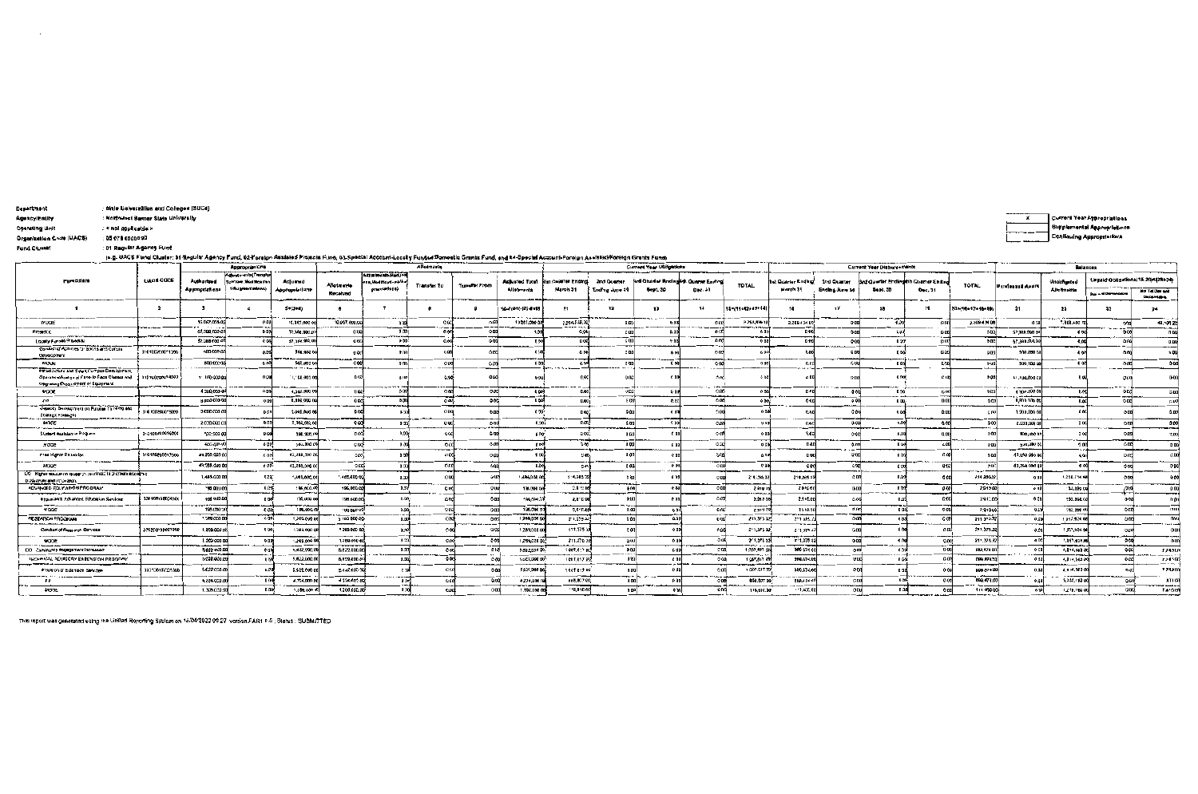Department : State Universities and Colleges (SUCs)
Agency/Entity : Northwest Samar State University
Operating Unit : < not applicable >
Organization Code (UACS) : 08 078 0000000
Fund Cluster : 01 Regular Agency Fund

(e.g. UACS Fund Cluster: 01-Regular Agency Fund, 02-Foreign Assisted Projects Fund, 03-Special Account-Locally Funded/Domestic Grants Fund, and 04-Special Account-Foreign Assisted/Foreign Grants Fund)

| X | Current Year Appropriations |
|---|---|
| | Supplemental Appropriations |
| | Continuing Appropriations |

| Particulars | UACS CODE | Appropriations | | | Allotments | | | | | Current Year Obligations | | | | | Current Year Disbursements | | | | | Balances | | | |
|---|---|---|---|---|---|---|---|---|---|---|---|---|---|---|---|---|---|---|---|---|---|---|---|
| | | Authorized Appropriations | Adjustments (Transfer To/From, Modifications/Augmentations) | Adjusted Appropriations | Allotments Received | Adjustments (Withdrawals/Realignment) | Transfer To | Transfer From | Adjusted Total Allotments | 1st Quarter Ending March 31 | 2nd Quarter Ending June 30 | 3rd Quarter Ending Sept. 30 | 4th Quarter Ending Dec. 31 | TOTAL | 1st Quarter Ending March 31 | 2nd Quarter Ending June 30 | 3rd Quarter Ending Sept. 30 | 4th Quarter Ending Dec. 31 | TOTAL | Unreleased Appro | Unobligated Allotments | Unpaid Obligations (15-20)=(23+24) Due and Demandable | Unpaid Obligations (15-20)=(23+24) Not Yet Due and Demandable |
| 1 | 2 | 3 | 4 | 5=(3+4) | 6 | 7 | 8 | 9 | 10=(6+(-)7-8+9) | 11 | 12 | 13 | 14 | 15=(11+12+13+14) | 16 | 17 | 18 | 19 | 20=(16+17+18+19) | 21 | 22 | 23 | 24 |
| MOOE | | 10,067,000.00 | 0.00 | 10,067,000.00 | 10,067,000.00 | 0.00 | 0.00 | 0.00 | 10,067,000.00 | 2,254,548.?? | 0.00 | 0.00 | 0.00 | 2,254,548.?? | 2,209,4??.?? | 0.00 | 0.00 | 0.00 | 2,209,4??.?? | 0.00 | 7,8??,???.?? | 0.00 | 45,???.?? |
| Projects | | 57,388,000.00 | 0.00 | 57,388,000.00 | 0.00 | 0.00 | 0.00 | 0.00 | 0.00 | 0.00 | 0.00 | 0.00 | 0.00 | 0.00 | 0.00 | 0.00 | 0.00 | 0.00 | 0.00 | 57,388,000.00 | 0.00 | 0.00 | 0.00 |
| Locally-Funded Projects | | 57,388,000.00 | 0.00 | 57,388,000.00 | 0.00 | 0.00 | 0.00 | 0.00 | 0.00 | 0.00 | 0.00 | 0.00 | 0.00 | 0.00 | 0.00 | 0.00 | 0.00 | 0.00 | 0.00 | 57,388,000.00 | 0.00 | 0.00 | 0.00 |
| Conduct of Activities for Sports and Culture Development | 310100100001000 | 500,000.00 | 0.00 | 500,000.00 | 0.00 | 0.00 | 0.00 | 0.00 | 0.00 | 0.00 | 0.00 | 0.00 | 0.00 | 0.00 | 0.00 | 0.00 | 0.00 | 0.00 | 0.00 | 500,000.00 | 0.00 | 0.00 | 0.00 |
| MOOE | | 500,000.00 | 0.00 | 500,000.00 | 0.00 | 0.00 | 0.00 | 0.00 | 0.00 | 0.00 | 0.00 | 0.00 | 0.00 | 0.00 | 0.00 | 0.00 | 0.00 | 0.00 | 0.00 | 500,000.00 | 0.00 | 0.00 | 0.00 |
| Infrastructure and Support Campus Development, Operationalization of Face to Face Classes and Upgrading/Procurement of Equipment | 310100100002000 | 11,190,000.00 | 0.00 | 11,190,000.00 | 0.00 | 0.00 | 0.00 | 0.00 | 0.00 | 0.00 | 0.00 | 0.00 | 0.00 | 0.00 | 0.00 | 0.00 | 0.00 | 0.00 | 0.00 | 11,190,000.00 | 0.00 | 0.00 | 0.00 |
| MOOE | | 4,300,000.00 | 0.00 | 4,300,000.00 | 0.00 | 0.00 | 0.00 | 0.00 | 0.00 | 0.00 | 0.00 | 0.00 | 0.00 | 0.00 | 0.00 | 0.00 | 0.00 | 0.00 | 0.00 | 4,300,000.00 | 0.00 | 0.00 | 0.00 |
| CO | | 6,890,000.00 | 0.00 | 6,890,000.00 | 0.00 | 0.00 | 0.00 | 0.00 | 0.00 | 0.00 | 0.00 | 0.00 | 0.00 | 0.00 | 0.00 | 0.00 | 0.00 | 0.00 | 0.00 | 6,890,000.00 | 0.00 | 0.00 | 0.00 |
| Capacity Development on Futures Thinking and Strategic Foresight | 310100100003000 | 2,000,000.00 | 0.00 | 2,000,000.00 | 0.00 | 0.00 | 0.00 | 0.00 | 0.00 | 0.00 | 0.00 | 0.00 | 0.00 | 0.00 | 0.00 | 0.00 | 0.00 | 0.00 | 0.00 | 2,000,000.00 | 0.00 | 0.00 | 0.00 |
| MOOE | | 2,000,000.00 | 0.00 | 2,000,000.00 | 0.00 | 0.00 | 0.00 | 0.00 | 0.00 | 0.00 | 0.00 | 0.00 | 0.00 | 0.00 | 0.00 | 0.00 | 0.00 | 0.00 | 0.00 | 2,000,000.00 | 0.00 | 0.00 | 0.00 |
| Student Assistance Program | 310100100004000 | 500,000.00 | 0.00 | 500,000.00 | 0.00 | 0.00 | 0.00 | 0.00 | 0.00 | 0.00 | 0.00 | 0.00 | 0.00 | 0.00 | 0.00 | 0.00 | 0.00 | 0.00 | 0.00 | 500,000.00 | 0.00 | 0.00 | 0.00 |
| MOOE | | 500,000.00 | 0.00 | 500,000.00 | 0.00 | 0.00 | 0.00 | 0.00 | 0.00 | 0.00 | 0.00 | 0.00 | 0.00 | 0.00 | 0.00 | 0.00 | 0.00 | 0.00 | 0.00 | 500,000.00 | 0.00 | 0.00 | 0.00 |
| Free Higher Education | 310100100005000 | 43,198,000.00 | 0.00 | 43,198,000.00 | 0.00 | 0.00 | 0.00 | 0.00 | 0.00 | 0.00 | 0.00 | 0.00 | 0.00 | 0.00 | 0.00 | 0.00 | 0.00 | 0.00 | 0.00 | 43,198,000.00 | 0.00 | 0.00 | 0.00 |
| MOOE | | 43,198,000.00 | 0.00 | 43,198,000.00 | 0.00 | 0.00 | 0.00 | 0.00 | 0.00 | 0.00 | 0.00 | 0.00 | 0.00 | 0.00 | 0.00 | 0.00 | 0.00 | 0.00 | 0.00 | 43,198,000.00 | 0.00 | 0.00 | 0.00 |
| OO : Higher education graduates in relevant and quality programs increased | | 1,485,000.00 | 0.00 | 1,485,000.00 | 1,485,000.00 | 0.00 | 0.00 | 0.00 | 1,485,000.00 | 213,885.32 | 0.00 | 0.00 | 0.00 | 213,885.32 | 213,885.32 | 0.00 | 0.00 | 0.00 | 213,885.32 | 0.00 | 1,271,114.68 | 0.00 | 0.00 |
| ADVANCED EDUCATION PROGRAM | | 196,000.00 | 0.00 | 196,000.00 | 196,000.00 | 0.00 | 0.00 | 0.00 | 196,000.00 | 2,510.00 | 0.00 | 0.00 | 0.00 | 2,510.00 | 2,510.00 | 0.00 | 0.00 | 0.00 | 2,510.00 | 0.00 | 193,490.00 | 0.00 | 0.00 |
| Provision of Advanced Education Services | 320100100001000 | 196,000.00 | 0.00 | 196,000.00 | 196,000.00 | 0.00 | 0.00 | 0.00 | 196,000.00 | 2,510.00 | 0.00 | 0.00 | 0.00 | 2,510.00 | 2,510.00 | 0.00 | 0.00 | 0.00 | 2,510.00 | 0.00 | 193,490.00 | 0.00 | 0.00 |
| MOOE | | 196,000.00 | 0.00 | 196,000.00 | 196,000.00 | 0.00 | 0.00 | 0.00 | 196,000.00 | 2,510.00 | 0.00 | 0.00 | 0.00 | 2,510.00 | 2,510.00 | 0.00 | 0.00 | 0.00 | 2,510.00 | 0.00 | 193,490.00 | 0.00 | 0.00 |
| RESEARCH PROGRAM | | 1,289,000.00 | 0.00 | 1,289,000.00 | 1,289,000.00 | 0.00 | 0.00 | 0.00 | 1,289,000.00 | 211,375.32 | 0.00 | 0.00 | 0.00 | 211,375.32 | 211,375.32 | 0.00 | 0.00 | 0.00 | 211,375.32 | 0.00 | 1,077,624.68 | 0.00 | 0.00 |
| Conduct of Research Services | 370100100001000 | 1,289,000.00 | 0.00 | 1,289,000.00 | 1,289,000.00 | 0.00 | 0.00 | 0.00 | 1,289,000.00 | 211,375.32 | 0.00 | 0.00 | 0.00 | 211,375.32 | 211,375.32 | 0.00 | 0.00 | 0.00 | 211,375.32 | 0.00 | 1,077,624.68 | 0.00 | 0.00 |
| MOOE | | 1,289,000.00 | 0.00 | 1,289,000.00 | 1,289,000.00 | 0.00 | 0.00 | 0.00 | 1,289,000.00 | 211,375.32 | 0.00 | 0.00 | 0.00 | 211,375.32 | 211,375.32 | 0.00 | 0.00 | 0.00 | 211,375.32 | 0.00 | 1,077,624.68 | 0.00 | 0.00 |
| OO : Community engagement increased | | 5,622,000.00 | 0.00 | 5,622,000.00 | 5,622,000.00 | 0.00 | 0.00 | 0.00 | 5,622,000.00 | 1,007,???.?? | 0.00 | 0.00 | 0.00 | 1,007,???.?? | 999,???.?? | 0.00 | 0.00 | 0.00 | 999,???.?? | 0.00 | 4,614,???.?? | 0.00 | 7,???.?? |
| TECHNICAL ADVISORY EXTENSION PROGRAM | | 5,622,000.00 | 0.00 | 5,622,000.00 | 5,622,000.00 | 0.00 | 0.00 | 0.00 | 5,622,000.00 | 1,007,???.?? | 0.00 | 0.00 | 0.00 | 1,007,???.?? | 999,???.?? | 0.00 | 0.00 | 0.00 | 999,???.?? | 0.00 | 4,614,???.?? | 0.00 | 7,???.?? |
| Provision of Extension Services | 330100100001000 | 5,622,000.00 | 0.00 | 5,622,000.00 | 5,622,000.00 | 0.00 | 0.00 | 0.00 | 5,622,000.00 | 1,007,???.?? | 0.00 | 0.00 | 0.00 | 1,007,???.?? | 999,???.?? | 0.00 | 0.00 | 0.00 | 999,???.?? | 0.00 | 4,614,???.?? | 0.00 | 7,???.?? |
| PS | | 4,294,000.00 | 0.00 | 4,294,000.00 | 4,294,000.00 | 0.00 | 0.00 | 0.00 | 4,294,000.00 | 888,???.?? | 0.00 | 0.00 | 0.00 | 888,???.?? | 888,???.?? | 0.00 | 0.00 | 0.00 | 888,???.?? | 0.00 | 3,???,???.?? | 0.00 | 0.00 |
| MOOE | | 1,328,000.00 | 0.00 | 1,328,000.00 | 1,328,000.00 | 0.00 | 0.00 | 0.00 | 1,328,000.00 | 118,8??.?? | 0.00 | 0.00 | 0.00 | 118,8??.?? | 111,4??.?? | 0.00 | 0.00 | 0.00 | 111,4??.?? | 0.00 | 1,2??,???.?? | 0.00 | 7,???.?? |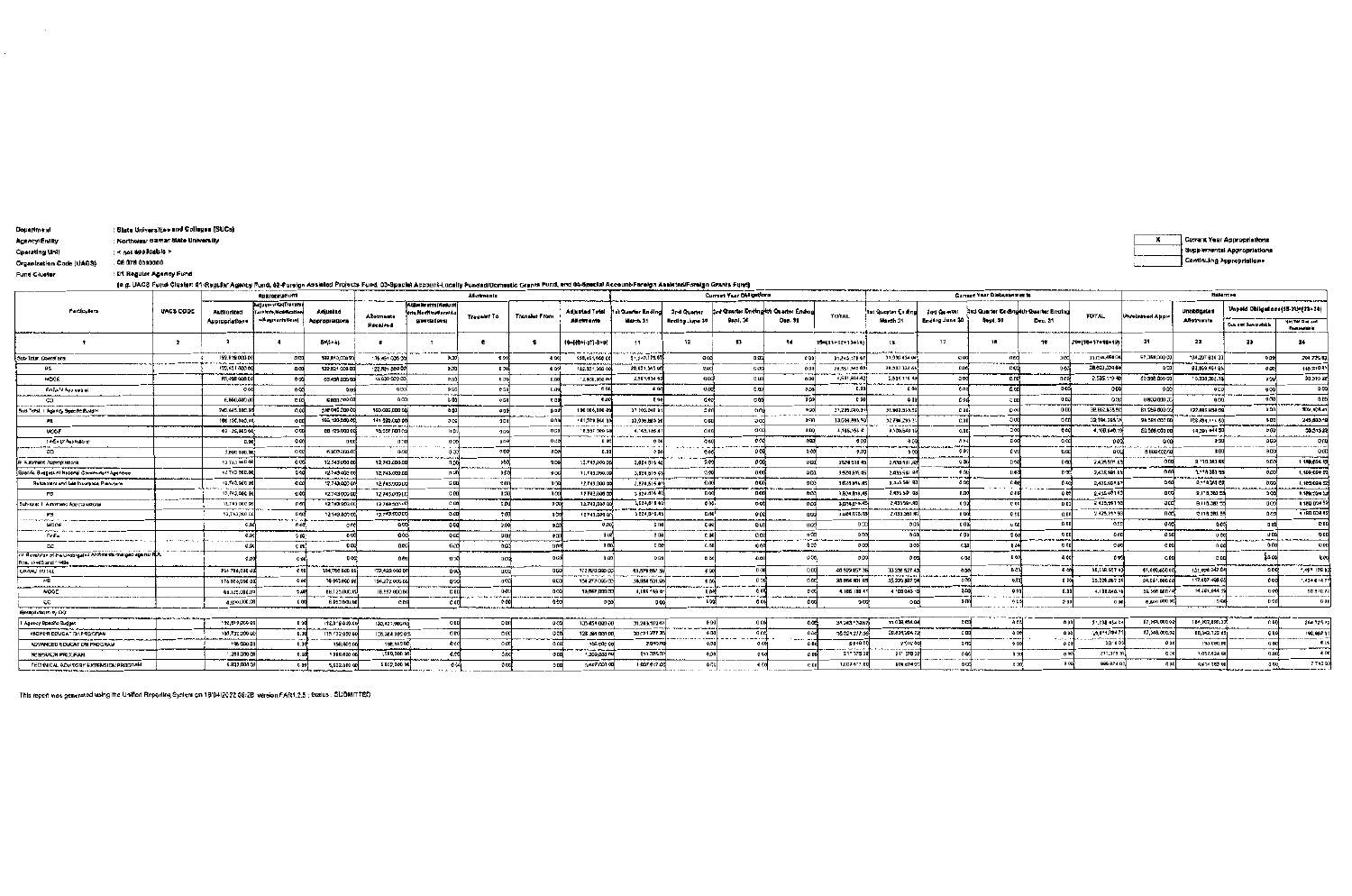Department : State Universities and Colleges (SUCs)
Agency/Entity : Northwest Samar State University
Operating Unit : < not applicable >
Organization Code (UACS) : 08 078 0000000
Fund Cluster : 01 Regular Agency Fund

(e.g. UACS Fund Cluster: 01-Regular Agency Fund, 02-Foreign Assisted Projects Fund, 03-Special Account-Locally Funded/Domestic Grants Fund, and 04-Special Account-Foreign Assisted/Foreign Grants Fund)

| X | Current Year Appropriations |
|---|---|
| | Supplemental Appropriations |
| | Continuing Appropriations |

| Particulars | UACS CODE | Appropriations | | | Allotments | | | | | Current Year Obligations | | | | | Current Year Disbursements | | | | | Balances | | | |
|---|---|---|---|---|---|---|---|---|---|---|---|---|---|---|---|---|---|---|---|---|---|---|---|
| | | Authorized Appropriations | Adjustments (Transfer To/From, Modifications/Augmentations) | Adjusted Appropriations | Allotments Received | Adjustments (Reductions/Modifications/Augmentations) | Transfer To | Transfer From | Adjusted Total Allotments | 1st Quarter Ending March 31 | 2nd Quarter Ending June 30 | 3rd Quarter Ending Sept. 30 | 4th Quarter Ending Dec. 31 | TOTAL | 1st Quarter Ending March 31 | 2nd Quarter Ending June 30 | 3rd Quarter Ending Sept. 30 | 4th Quarter Ending Dec. 31 | TOTAL | Unreleased Appropriations | Unobligated Allotments | Unpaid Obligations (15-20)=(23+24) Due and Demandable | Not Yet Due and Demandable |
| 1 | 2 | 3 | 4 | 5=(3+4) | 6 | 7 | 8 | 9 | 10=[{6+(-)7}-8+9] | 11 | 12 | 13 | 14 | 15=(11+12+13+14) | 16 | 17 | 18 | 19 | 20=(16+17+18+19) | 21 | 22 | 23 | 24 |
| Sub-Total, Operations | | 192,919,000.00 | 0.00 | 192,919,000.00 | 135,561,000.00 | 0.00 | 0.00 | 0.00 | 135,561,000.00 | 31,241,179.67 | 0.00 | 0.00 | 0.00 | 31,241,179.67 | 31,036,454.05 | 0.00 | 0.00 | 0.00 | 31,036,454.05 | 57,358,000.00 | 104,319,820.33 | 0.00 | 204,725.62 |
| PS | | 120,451,000.00 | 0.00 | 120,451,000.00 | 120,451,000.00 | 0.00 | 0.00 | 0.00 | 120,451,000.00 | 28,601,545.66 | 0.00 | 0.00 | 0.00 | 28,601,545.66 | 28,500,534.85 | 0.00 | 0.00 | 0.00 | 28,500,534.85 | 0.00 | 91,849,454.34 | 0.00 | 101,010.81 |
| MOOE | | 65,908,000.00 | 0.00 | 65,908,000.00 | 15,110,000.00 | 0.00 | 0.00 | 0.00 | 15,110,000.00 | 2,639,634.01 | 0.00 | 0.00 | 0.00 | 2,639,634.01 | 2,535,919.20 | 0.00 | 0.00 | 0.00 | 2,535,919.20 | 50,798,000.00 | 12,470,365.99 | 0.00 | 103,714.81 |
| FinEx (if Applicable) | | 0.00 | 0.00 | 0.00 | 0.00 | 0.00 | 0.00 | 0.00 | 0.00 | 0.00 | 0.00 | 0.00 | 0.00 | 0.00 | 0.00 | 0.00 | 0.00 | 0.00 | 0.00 | 0.00 | 0.00 | 0.00 | 0.00 |
| CO | | 6,560,000.00 | 0.00 | 6,560,000.00 | 0.00 | 0.00 | 0.00 | 0.00 | 0.00 | 0.00 | 0.00 | 0.00 | 0.00 | 0.00 | 0.00 | 0.00 | 0.00 | 0.00 | 0.00 | 6,560,000.00 | 0.00 | 0.00 | 0.00 |
| Sub-Total, I. Agency Specific Budget | | 242,043,000.00 | 0.00 | 242,043,000.00 | 160,880,000.00 | 0.00 | 0.00 | 0.00 | 160,880,000.00 | 37,165,047.61 | 0.00 | 0.00 | 0.00 | 37,165,047.61 | 36,662,515.52 | 0.00 | 0.00 | 0.00 | 36,662,515.52 | 81,163,000.00 | 123,714,952.39 | 0.00 | 502,532.09 |
| PS | | 163,151,000.00 | 0.00 | 163,151,000.00 | 141,529,000.00 | 0.00 | 0.00 | 0.00 | 141,529,000.00 | 33,006,880.36 | 0.00 | 0.00 | 0.00 | 33,006,880.36 | 32,796,291.31 | 0.00 | 0.00 | 0.00 | 32,796,291.31 | 21,622,000.00 | 108,522,119.64 | 0.00 | 210,589.05 |
| MOOE | | 69,332,000.00 | 0.00 | 69,332,000.00 | 19,351,000.00 | 0.00 | 0.00 | 0.00 | 19,351,000.00 | 4,158,167.25 | 0.00 | 0.00 | 0.00 | 4,158,167.25 | 3,866,224.21 | 0.00 | 0.00 | 0.00 | 3,866,224.21 | 49,981,000.00 | 15,192,832.75 | 0.00 | 291,943.04 |
| FinEx (if Applicable) | | 0.00 | 0.00 | 0.00 | 0.00 | 0.00 | 0.00 | 0.00 | 0.00 | 0.00 | 0.00 | 0.00 | 0.00 | 0.00 | 0.00 | 0.00 | 0.00 | 0.00 | 0.00 | 0.00 | 0.00 | 0.00 | 0.00 |
| CO | | 9,560,000.00 | 0.00 | 9,560,000.00 | 0.00 | 0.00 | 0.00 | 0.00 | 0.00 | 0.00 | 0.00 | 0.00 | 0.00 | 0.00 | 0.00 | 0.00 | 0.00 | 0.00 | 0.00 | 9,560,000.00 | 0.00 | 0.00 | 0.00 |
| II. Automatic Appropriations | | 12,743,000.00 | 0.00 | 12,743,000.00 | 12,743,000.00 | 0.00 | 0.00 | 0.00 | 12,743,000.00 | 3,624,616.45 | 0.00 | 0.00 | 0.00 | 3,624,616.45 | 2,435,591.80 | 0.00 | 0.00 | 0.00 | 2,435,591.80 | 0.00 | 9,118,383.55 | 0.00 | 1,189,024.65 |
| Special Budgets of National Government Agencies | | 12,743,000.00 | 0.00 | 12,743,000.00 | 12,743,000.00 | 0.00 | 0.00 | 0.00 | 12,743,000.00 | 3,624,616.45 | 0.00 | 0.00 | 0.00 | 3,624,616.45 | 2,435,591.80 | 0.00 | 0.00 | 0.00 | 2,435,591.80 | 0.00 | 9,118,383.55 | 0.00 | 1,189,024.65 |
| Retirement and Life Insurance Premiums | | 12,743,000.00 | 0.00 | 12,743,000.00 | 12,743,000.00 | 0.00 | 0.00 | 0.00 | 12,743,000.00 | 3,624,616.45 | 0.00 | 0.00 | 0.00 | 3,624,616.45 | 2,435,591.80 | 0.00 | 0.00 | 0.00 | 2,435,591.80 | 0.00 | 9,118,383.55 | 0.00 | 1,189,024.65 |
| PS | | 12,743,000.00 | 0.00 | 12,743,000.00 | 12,743,000.00 | 0.00 | 0.00 | 0.00 | 12,743,000.00 | 3,624,616.45 | 0.00 | 0.00 | 0.00 | 3,624,616.45 | 2,435,591.80 | 0.00 | 0.00 | 0.00 | 2,435,591.80 | 0.00 | 9,118,383.55 | 0.00 | 1,189,024.65 |
| Sub-total, II. Automatic Appropriations | | 12,743,000.00 | 0.00 | 12,743,000.00 | 12,743,000.00 | 0.00 | 0.00 | 0.00 | 12,743,000.00 | 3,624,616.45 | 0.00 | 0.00 | 0.00 | 3,624,616.45 | 2,435,591.80 | 0.00 | 0.00 | 0.00 | 2,435,591.80 | 0.00 | 9,118,383.55 | 0.00 | 1,189,024.65 |
| PS | | 12,743,000.00 | 0.00 | 12,743,000.00 | 12,743,000.00 | 0.00 | 0.00 | 0.00 | 12,743,000.00 | 3,624,616.45 | 0.00 | 0.00 | 0.00 | 3,624,616.45 | 2,435,591.80 | 0.00 | 0.00 | 0.00 | 2,435,591.80 | 0.00 | 9,118,383.55 | 0.00 | 1,189,024.65 |
| MOOE | | 0.00 | 0.00 | 0.00 | 0.00 | 0.00 | 0.00 | 0.00 | 0.00 | 0.00 | 0.00 | 0.00 | 0.00 | 0.00 | 0.00 | 0.00 | 0.00 | 0.00 | 0.00 | 0.00 | 0.00 | 0.00 | 0.00 |
| FinEx | | 0.00 | 0.00 | 0.00 | 0.00 | 0.00 | 0.00 | 0.00 | 0.00 | 0.00 | 0.00 | 0.00 | 0.00 | 0.00 | 0.00 | 0.00 | 0.00 | 0.00 | 0.00 | 0.00 | 0.00 | 0.00 | 0.00 |
| CO | | 0.00 | 0.00 | 0.00 | 0.00 | 0.00 | 0.00 | 0.00 | 0.00 | 0.00 | 0.00 | 0.00 | 0.00 | 0.00 | 0.00 | 0.00 | 0.00 | 0.00 | 0.00 | 0.00 | 0.00 | 0.00 | 0.00 |
| III. Receipts of the Unassigned Allotments charged against RA... | | 0.00 | 0.00 | 0.00 | 0.00 | 0.00 | 0.00 | 0.00 | 0.00 | 0.00 | 0.00 | 0.00 | 0.00 | 0.00 | 0.00 | 0.00 | 0.00 | 0.00 | 0.00 | 0.00 | 0.00 | 0.00 | 0.00 |
| GRAND TOTAL | | 254,786,000.00 | 0.00 | 254,786,000.00 | 173,623,000.00 | 0.00 | 0.00 | 0.00 | 173,623,000.00 | 40,789,664.06 | 0.00 | 0.00 | 0.00 | 40,789,664.06 | 39,098,107.32 | 0.00 | 0.00 | 0.00 | 39,098,107.32 | 81,163,000.00 | 132,833,335.94 | 0.00 | 1,691,556.74 |
| PS | | 175,894,000.00 | 0.00 | 175,894,000.00 | 154,272,000.00 | 0.00 | 0.00 | 0.00 | 154,272,000.00 | 36,631,496.81 | 0.00 | 0.00 | 0.00 | 36,631,496.81 | 35,231,883.11 | 0.00 | 0.00 | 0.00 | 35,231,883.11 | 21,622,000.00 | 117,640,503.19 | 0.00 | 1,399,613.70 |
| MOOE | | 69,332,000.00 | 0.00 | 69,332,000.00 | 19,351,000.00 | 0.00 | 0.00 | 0.00 | 19,351,000.00 | 4,158,167.25 | 0.00 | 0.00 | 0.00 | 4,158,167.25 | 3,866,224.21 | 0.00 | 0.00 | 0.00 | 3,866,224.21 | 49,981,000.00 | 15,192,832.75 | 0.00 | 291,943.04 |
| CO | | 9,560,000.00 | 0.00 | 9,560,000.00 | 0.00 | 0.00 | 0.00 | 0.00 | 0.00 | 0.00 | 0.00 | 0.00 | 0.00 | 0.00 | 0.00 | 0.00 | 0.00 | 0.00 | 0.00 | 9,560,000.00 | 0.00 | 0.00 | 0.00 |
| Recapitulation by OO: | | | | | | | | | | | | | | | | | | | | | | | |
| I. Agency Specific Budget | | 192,919,000.00 | 0.00 | 192,919,000.00 | 135,561,000.00 | 0.00 | 0.00 | 0.00 | 135,561,000.00 | 31,241,179.67 | 0.00 | 0.00 | 0.00 | 31,241,179.67 | 31,036,454.05 | 0.00 | 0.00 | 0.00 | 31,036,454.05 | 57,358,000.00 | 104,319,820.33 | 0.00 | 204,725.62 |
| HIGHER EDUCATION PROGRAM | | 185,732,000.00 | 0.00 | 185,732,000.00 | 128,366,000.00 | 0.00 | 0.00 | 0.00 | 128,366,000.00 | 30,021,277.35 | 0.00 | 0.00 | 0.00 | 30,021,277.35 | 29,831,299.73 | 0.00 | 0.00 | 0.00 | 29,831,299.73 | 57,366,000.00 | 98,344,722.65 | 0.00 | 189,977.62 |
| ADVANCED EDUCATION PROGRAM | | 198,000.00 | 0.00 | 198,000.00 | 198,000.00 | 0.00 | 0.00 | 0.00 | 198,000.00 | 25,010.00 | 0.00 | 0.00 | 0.00 | 25,010.00 | 25,010.00 | 0.00 | 0.00 | 0.00 | 25,010.00 | 0.00 | 172,990.00 | 0.00 | 0.00 |
| RESEARCH PROGRAM | | 1,288,000.00 | 0.00 | 1,288,000.00 | 1,288,000.00 | 0.00 | 0.00 | 0.00 | 1,288,000.00 | 217,375.32 | 0.00 | 0.00 | 0.00 | 217,375.32 | 217,375.32 | 0.00 | 0.00 | 0.00 | 217,375.32 | 0.00 | 1,070,624.68 | 0.00 | 0.00 |
| TECHNICAL ADVISORY EXTENSION PROGRAM | | 5,823,000.00 | 0.00 | 5,823,000.00 | 5,823,000.00 | 0.00 | 0.00 | 0.00 | 5,823,000.00 | 1,007,617.00 | 0.00 | 0.00 | 0.00 | 1,007,617.00 | 999,874.00 | 0.00 | 0.00 | 0.00 | 999,874.00 | 0.00 | 4,815,383.00 | 0.00 | 7,743.00 |

This report was generated using the Unified Reporting System on 19/04/2022 08:28 version FAR1.2.5 ; Status : SUBMITTED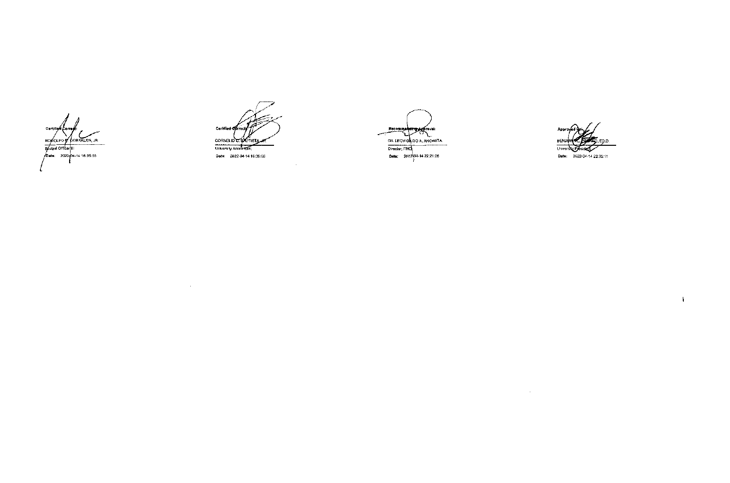Certified Correct:

RODOLFO P. CORRALES, JR.

Budget Officer III

Date: 2022-04-14 16:35:55

Certified Correct:

CORNELIO C. BAUTISTA, JR.

University Accountant

Date: 2022-04-14 16:35:58

Recommending Approval:

GIL LEOVIGILDO A. ANCHETA

Director, FMO

Date: 2022-04-14 22:21:06

Approved By:

BENJAMIN C. ... ED.D.

University President

Date: 2022-04-14 22:35:11